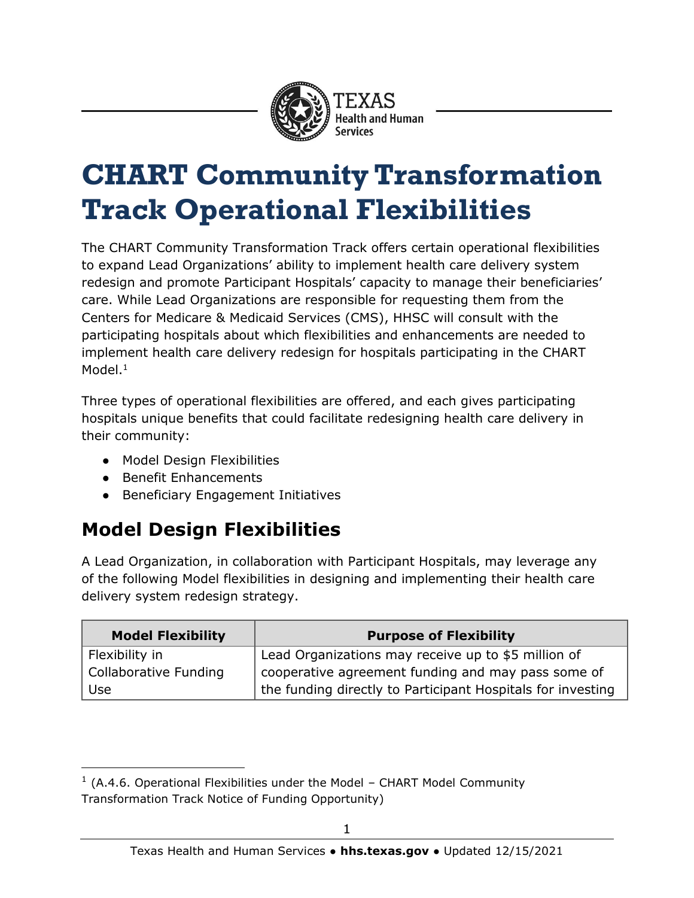# CHART Community Transformation Track Operational Flexibilities

The CHART Community Transformation Track offers certain operational flexibilities to expand Lead Organizations' ability to implement health care delivery system redesign and promote Participant Hospitals' capacity to manage their beneficiaries' care. While Lead Organizations are responsible for requesting them from the Centers for Medicare & Medicaid Services (CMS), HHSC will consult with the participating hospitals about which flexibilities and enhancements are needed to implement health care delivery redesign for hospitals participating in the CHART Model.[1]

Three types of operational flexibilities are offered, and each gives participating hospitals unique benefits that could facilitate redesigning health care delivery in their community:

- Model Design Flexibilities
- Benefit Enhancements
- Beneficiary Engagement Initiatives

## Model Design Flexibilities

A Lead Organization, in collaboration with Participant Hospitals, may leverage any of the following Model flexibilities in designing and implementing their health care delivery system redesign strategy.

| Model Flexibility | Purpose of Flexibility |
|---|---|
| Flexibility in Collaborative Funding Use | Lead Organizations may receive up to $5 million of cooperative agreement funding and may pass some of the funding directly to Participant Hospitals for investing |

[1] (A.4.6. Operational Flexibilities under the Model – CHART Model Community Transformation Track Notice of Funding Opportunity)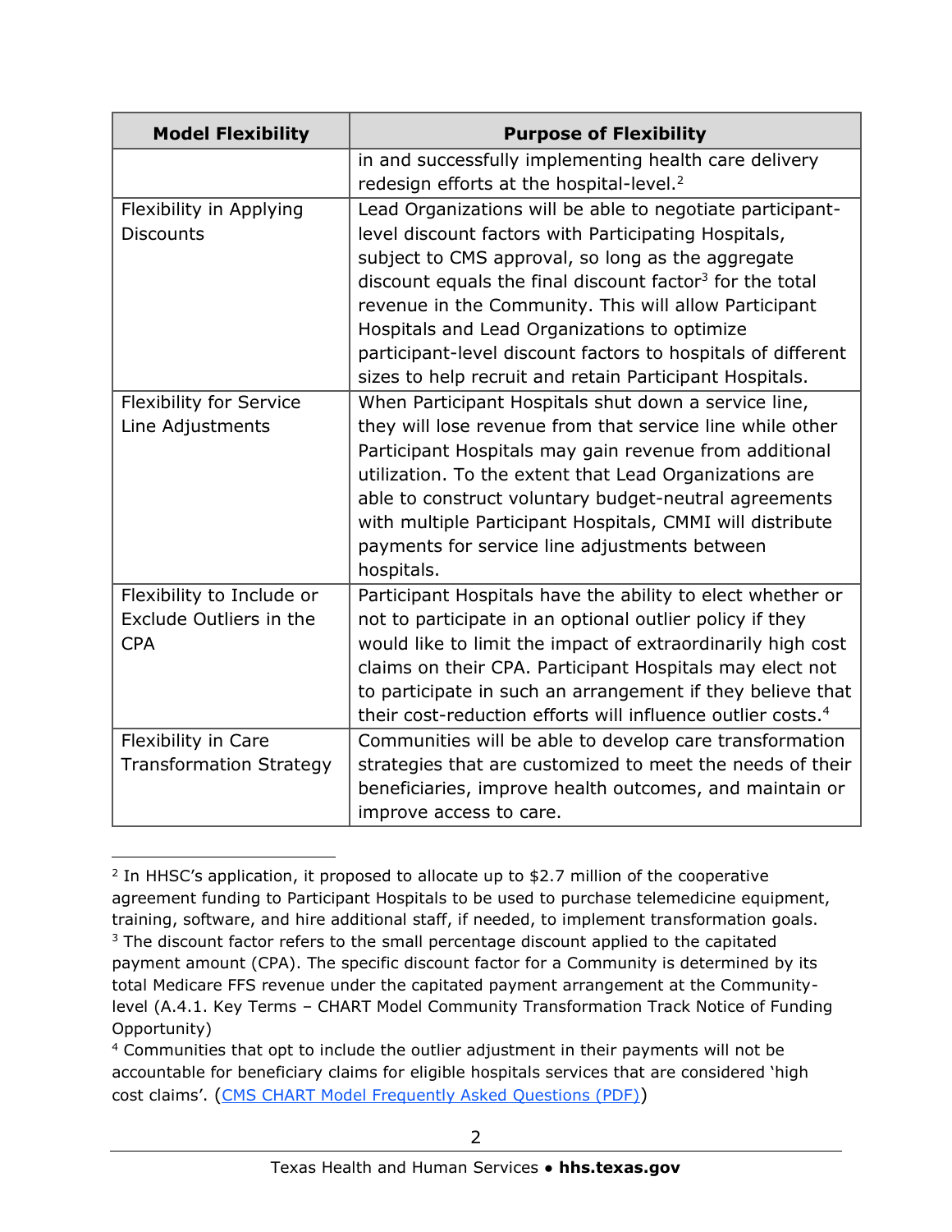| Model Flexibility | Purpose of Flexibility |
| --- | --- |
| | in and successfully implementing health care delivery redesign efforts at the hospital-level.[2] |
| Flexibility in Applying Discounts | Lead Organizations will be able to negotiate participant-level discount factors with Participating Hospitals, subject to CMS approval, so long as the aggregate discount equals the final discount factor[3] for the total revenue in the Community. This will allow Participant Hospitals and Lead Organizations to optimize participant-level discount factors to hospitals of different sizes to help recruit and retain Participant Hospitals. |
| Flexibility for Service Line Adjustments | When Participant Hospitals shut down a service line, they will lose revenue from that service line while other Participant Hospitals may gain revenue from additional utilization. To the extent that Lead Organizations are able to construct voluntary budget-neutral agreements with multiple Participant Hospitals, CMMI will distribute payments for service line adjustments between hospitals. |
| Flexibility to Include or Exclude Outliers in the CPA | Participant Hospitals have the ability to elect whether or not to participate in an optional outlier policy if they would like to limit the impact of extraordinarily high cost claims on their CPA. Participant Hospitals may elect not to participate in such an arrangement if they believe that their cost-reduction efforts will influence outlier costs.[4] |
| Flexibility in Care Transformation Strategy | Communities will be able to develop care transformation strategies that are customized to meet the needs of their beneficiaries, improve health outcomes, and maintain or improve access to care. |

---

[2] In HHSC's application, it proposed to allocate up to $2.7 million of the cooperative agreement funding to Participant Hospitals to be used to purchase telemedicine equipment, training, software, and hire additional staff, if needed, to implement transformation goals.

[3] The discount factor refers to the small percentage discount applied to the capitated payment amount (CPA). The specific discount factor for a Community is determined by its total Medicare FFS revenue under the capitated payment arrangement at the Community-level (A.4.1. Key Terms – CHART Model Community Transformation Track Notice of Funding Opportunity)

[4] Communities that opt to include the outlier adjustment in their payments will not be accountable for beneficiary claims for eligible hospitals services that are considered 'high cost claims'. (CMS CHART Model Frequently Asked Questions (PDF))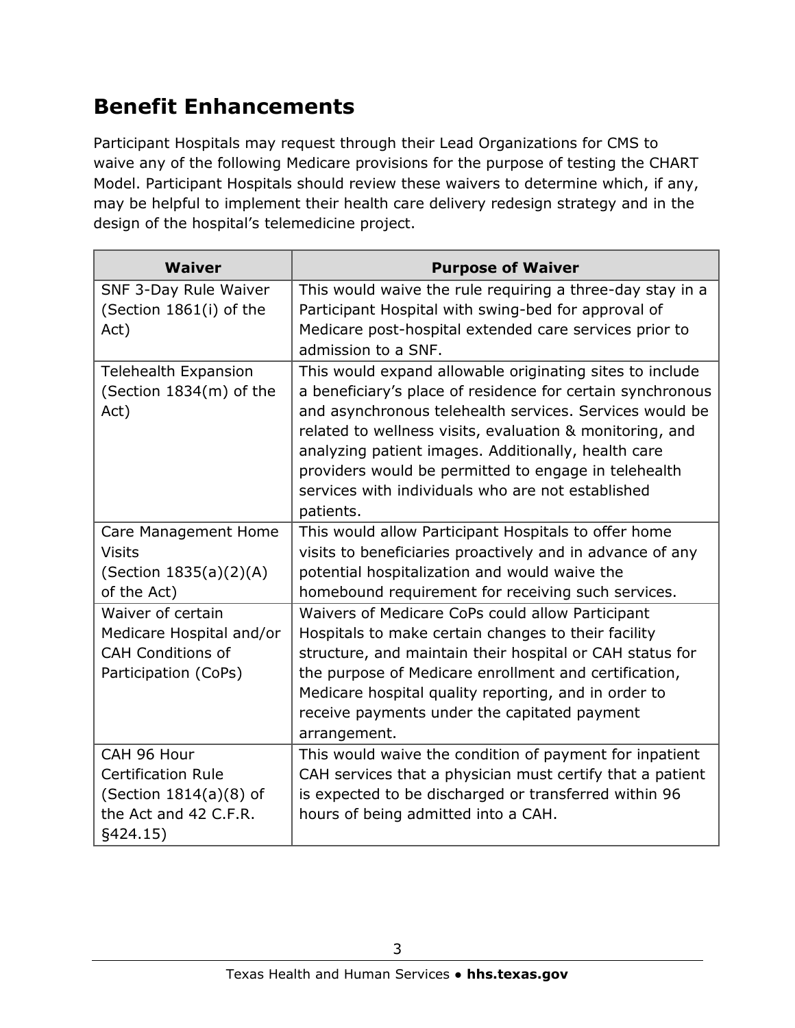## Benefit Enhancements

Participant Hospitals may request through their Lead Organizations for CMS to waive any of the following Medicare provisions for the purpose of testing the CHART Model. Participant Hospitals should review these waivers to determine which, if any, may be helpful to implement their health care delivery redesign strategy and in the design of the hospital's telemedicine project.

| Waiver | Purpose of Waiver |
|---|---|
| SNF 3-Day Rule Waiver (Section 1861(i) of the Act) | This would waive the rule requiring a three-day stay in a Participant Hospital with swing-bed for approval of Medicare post-hospital extended care services prior to admission to a SNF. |
| Telehealth Expansion (Section 1834(m) of the Act) | This would expand allowable originating sites to include a beneficiary's place of residence for certain synchronous and asynchronous telehealth services. Services would be related to wellness visits, evaluation & monitoring, and analyzing patient images. Additionally, health care providers would be permitted to engage in telehealth services with individuals who are not established patients. |
| Care Management Home Visits (Section 1835(a)(2)(A) of the Act) | This would allow Participant Hospitals to offer home visits to beneficiaries proactively and in advance of any potential hospitalization and would waive the homebound requirement for receiving such services. |
| Waiver of certain Medicare Hospital and/or CAH Conditions of Participation (CoPs) | Waivers of Medicare CoPs could allow Participant Hospitals to make certain changes to their facility structure, and maintain their hospital or CAH status for the purpose of Medicare enrollment and certification, Medicare hospital quality reporting, and in order to receive payments under the capitated payment arrangement. |
| CAH 96 Hour Certification Rule (Section 1814(a)(8) of the Act and 42 C.F.R. §424.15) | This would waive the condition of payment for inpatient CAH services that a physician must certify that a patient is expected to be discharged or transferred within 96 hours of being admitted into a CAH. |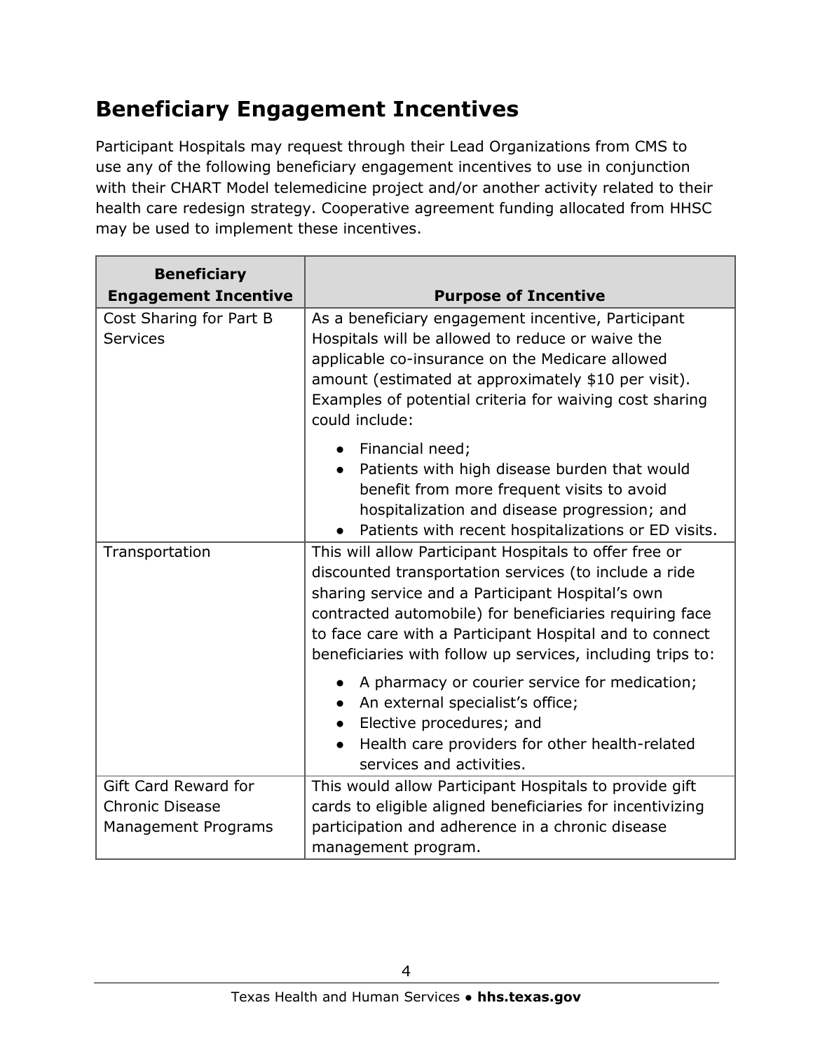## Beneficiary Engagement Incentives

Participant Hospitals may request through their Lead Organizations from CMS to use any of the following beneficiary engagement incentives to use in conjunction with their CHART Model telemedicine project and/or another activity related to their health care redesign strategy. Cooperative agreement funding allocated from HHSC may be used to implement these incentives.

| Beneficiary Engagement Incentive | Purpose of Incentive |
|---|---|
| Cost Sharing for Part B Services | As a beneficiary engagement incentive, Participant Hospitals will be allowed to reduce or waive the applicable co-insurance on the Medicare allowed amount (estimated at approximately $10 per visit). Examples of potential criteria for waiving cost sharing could include:<br>• Financial need;<br>• Patients with high disease burden that would benefit from more frequent visits to avoid hospitalization and disease progression; and<br>• Patients with recent hospitalizations or ED visits. |
| Transportation | This will allow Participant Hospitals to offer free or discounted transportation services (to include a ride sharing service and a Participant Hospital's own contracted automobile) for beneficiaries requiring face to face care with a Participant Hospital and to connect beneficiaries with follow up services, including trips to:<br>• A pharmacy or courier service for medication;<br>• An external specialist's office;<br>• Elective procedures; and<br>• Health care providers for other health-related services and activities. |
| Gift Card Reward for Chronic Disease Management Programs | This would allow Participant Hospitals to provide gift cards to eligible aligned beneficiaries for incentivizing participation and adherence in a chronic disease management program. |